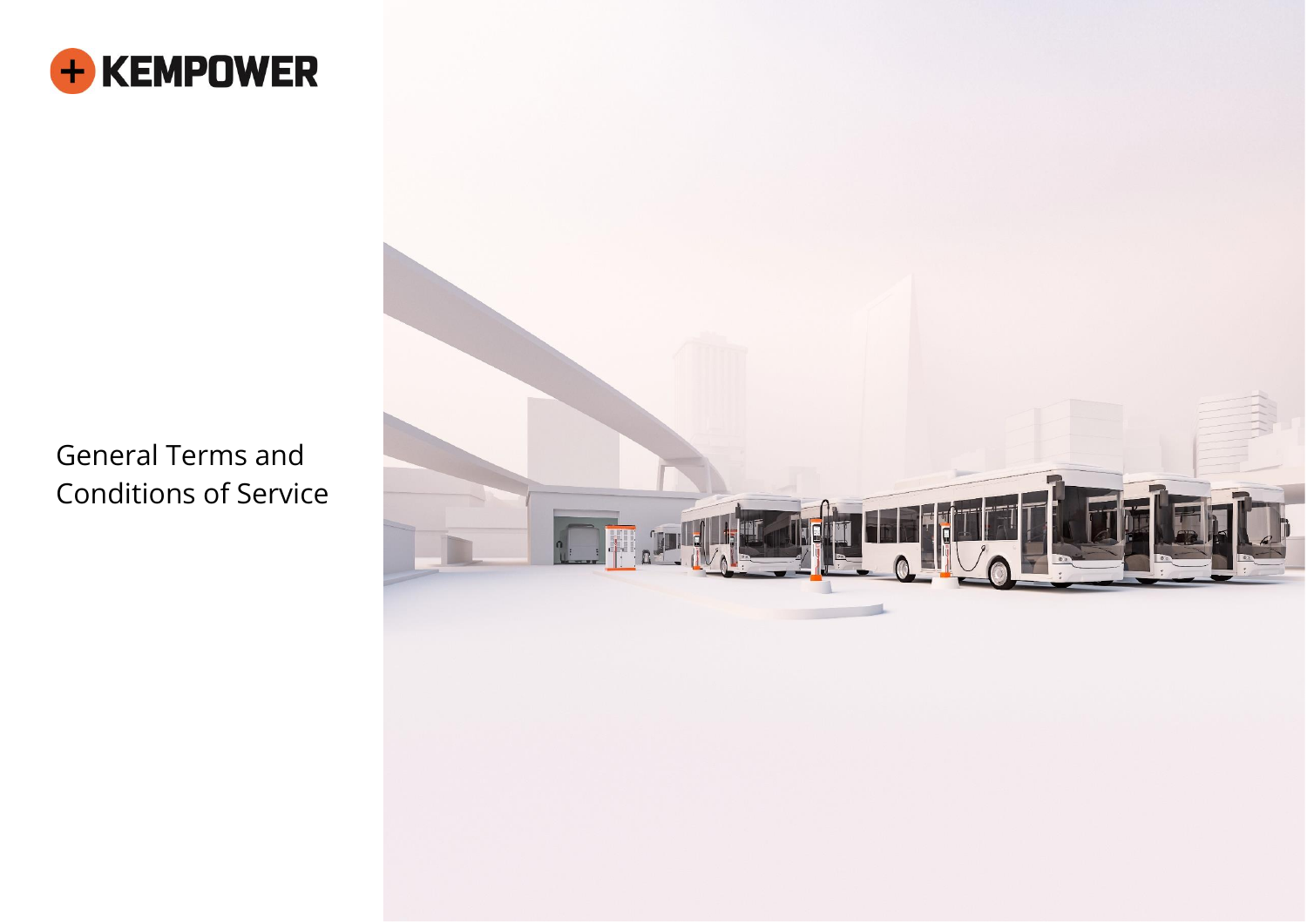KEMPOWER

# General Terms and Conditions of Service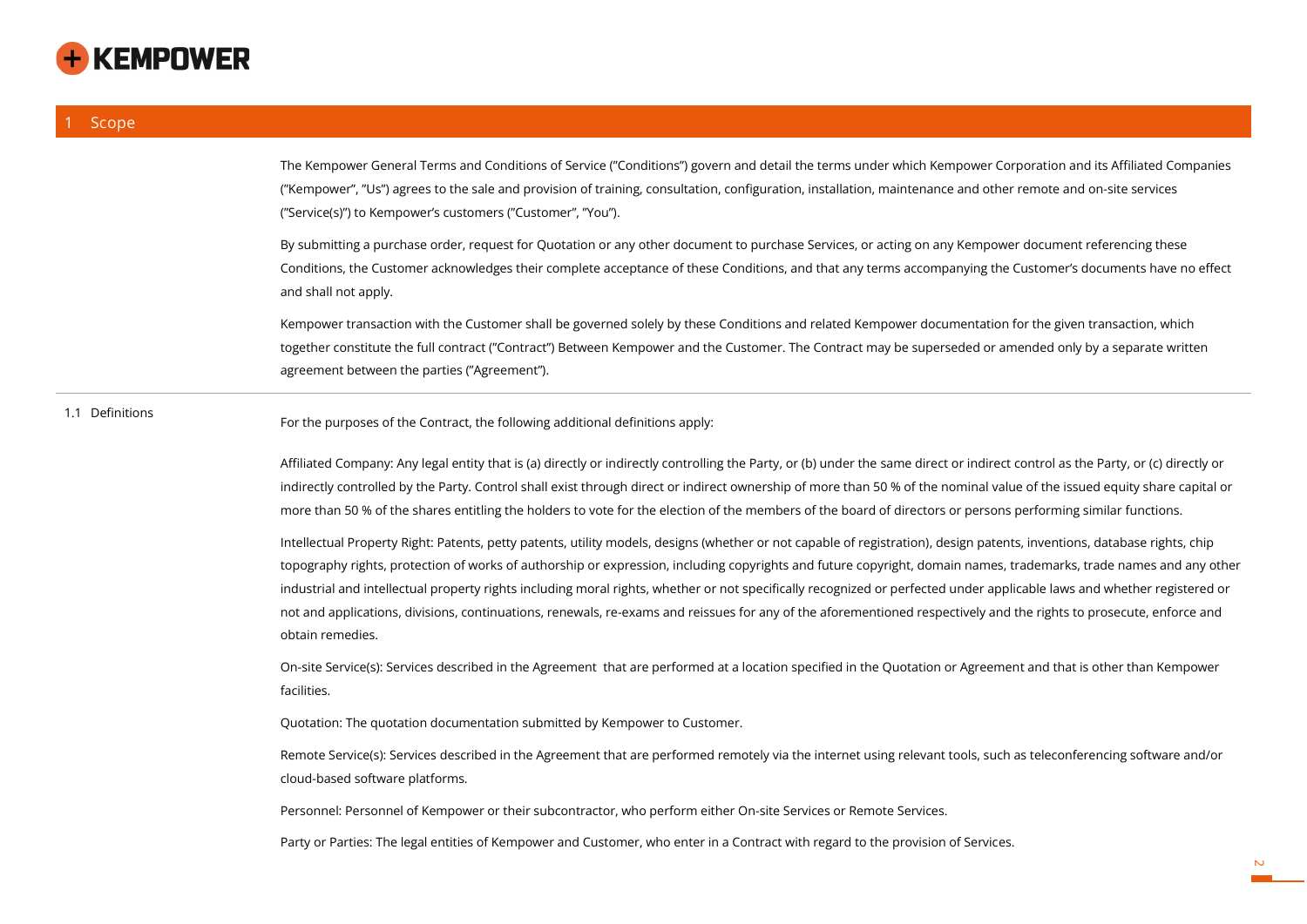# 1 Scope

The Kempower General Terms and Conditions of Service (”Conditions”) govern and detail the terms under which Kempower Corporation and its Affiliated Companies (”Kempower”, ”Us”) agrees to the sale and provision of training, consultation, configuration, installation, maintenance and other remote and on-site services (”Service(s)”) to Kempower’s customers (”Customer”, ”You”).

By submitting a purchase order, request for Quotation or any other document to purchase Services, or acting on any Kempower document referencing these Conditions, the Customer acknowledges their complete acceptance of these Conditions, and that any terms accompanying the Customer’s documents have no effect and shall not apply.

Kempower transaction with the Customer shall be governed solely by these Conditions and related Kempower documentation for the given transaction, which together constitute the full contract (”Contract”) Between Kempower and the Customer. The Contract may be superseded or amended only by a separate written agreement between the parties (”Agreement”).

## 1.1 Definitions

For the purposes of the Contract, the following additional definitions apply:

Affiliated Company: Any legal entity that is (a) directly or indirectly controlling the Party, or (b) under the same direct or indirect control as the Party, or (c) directly or indirectly controlled by the Party. Control shall exist through direct or indirect ownership of more than 50 % of the nominal value of the issued equity share capital or more than 50 % of the shares entitling the holders to vote for the election of the members of the board of directors or persons performing similar functions.

Intellectual Property Right: Patents, petty patents, utility models, designs (whether or not capable of registration), design patents, inventions, database rights, chip topography rights, protection of works of authorship or expression, including copyrights and future copyright, domain names, trademarks, trade names and any other industrial and intellectual property rights including moral rights, whether or not specifically recognized or perfected under applicable laws and whether registered or not and applications, divisions, continuations, renewals, re-exams and reissues for any of the aforementioned respectively and the rights to prosecute, enforce and obtain remedies.

On-site Service(s): Services described in the Agreement that are performed at a location specified in the Quotation or Agreement and that is other than Kempower facilities.

Quotation: The quotation documentation submitted by Kempower to Customer.

Remote Service(s): Services described in the Agreement that are performed remotely via the internet using relevant tools, such as teleconferencing software and/or cloud-based software platforms.

Personnel: Personnel of Kempower or their subcontractor, who perform either On-site Services or Remote Services.

Party or Parties: The legal entities of Kempower and Customer, who enter in a Contract with regard to the provision of Services.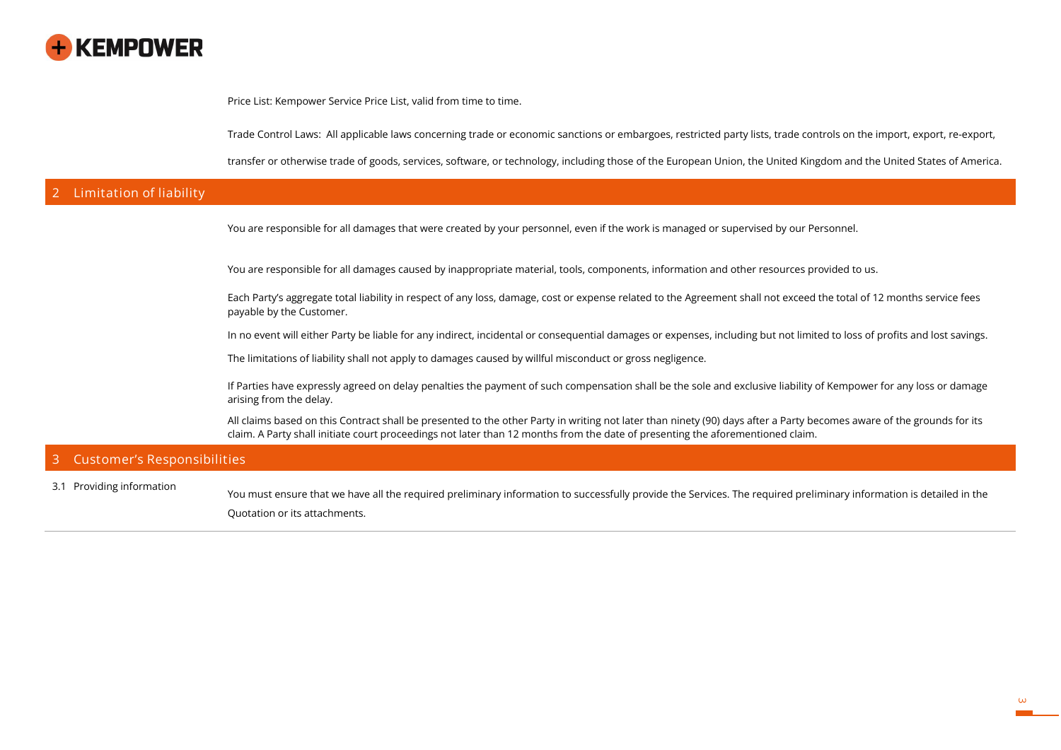Price List: Kempower Service Price List, valid from time to time.

Trade Control Laws: All applicable laws concerning trade or economic sanctions or embargoes, restricted party lists, trade controls on the import, export, re-export, transfer or otherwise trade of goods, services, software, or technology, including those of the European Union, the United Kingdom and the United States of America.

## 2 Limitation of liability

You are responsible for all damages that were created by your personnel, even if the work is managed or supervised by our Personnel.

You are responsible for all damages caused by inappropriate material, tools, components, information and other resources provided to us.

Each Party's aggregate total liability in respect of any loss, damage, cost or expense related to the Agreement shall not exceed the total of 12 months service fees payable by the Customer.

In no event will either Party be liable for any indirect, incidental or consequential damages or expenses, including but not limited to loss of profits and lost savings.

The limitations of liability shall not apply to damages caused by willful misconduct or gross negligence.

If Parties have expressly agreed on delay penalties the payment of such compensation shall be the sole and exclusive liability of Kempower for any loss or damage arising from the delay.

All claims based on this Contract shall be presented to the other Party in writing not later than ninety (90) days after a Party becomes aware of the grounds for its claim. A Party shall initiate court proceedings not later than 12 months from the date of presenting the aforementioned claim.

## 3 Customer's Responsibilities

### 3.1 Providing information

You must ensure that we have all the required preliminary information to successfully provide the Services. The required preliminary information is detailed in the Quotation or its attachments.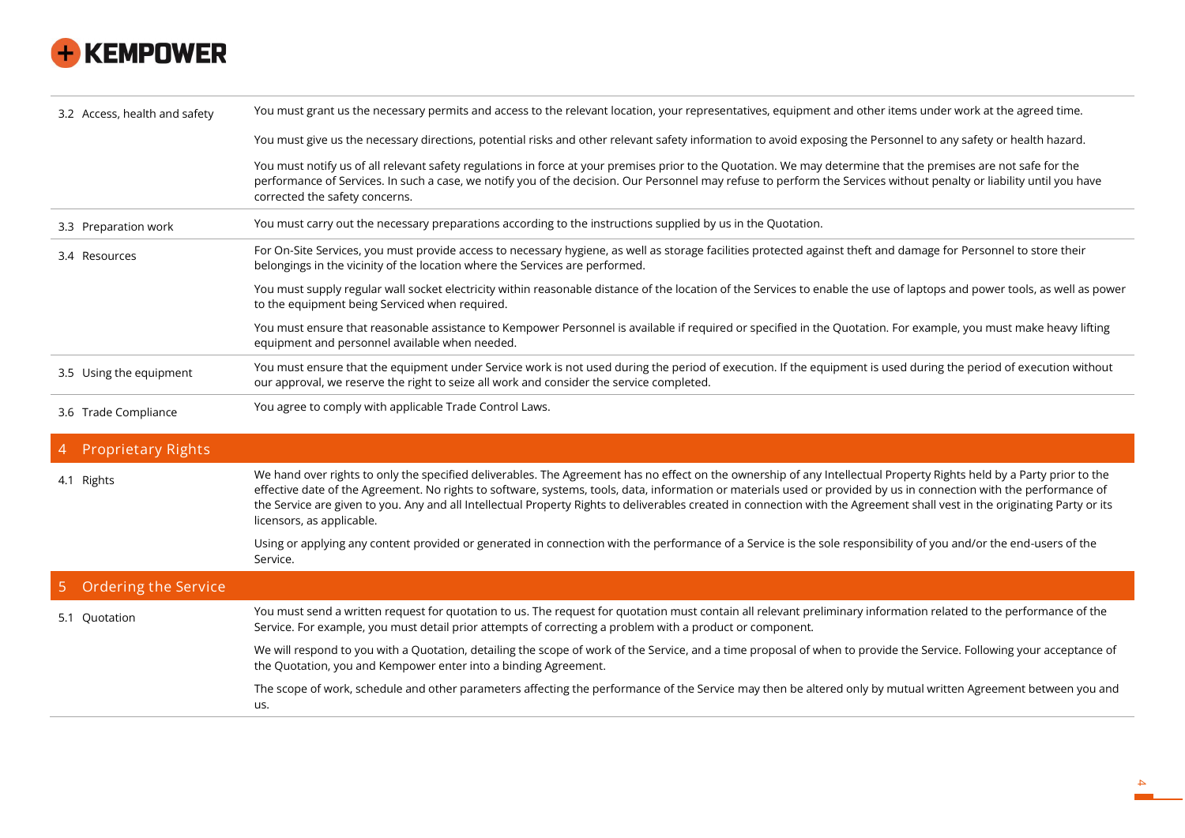**3.2 Access, health and safety**

You must grant us the necessary permits and access to the relevant location, your representatives, equipment and other items under work at the agreed time.

You must give us the necessary directions, potential risks and other relevant safety information to avoid exposing the Personnel to any safety or health hazard.

You must notify us of all relevant safety regulations in force at your premises prior to the Quotation. We may determine that the premises are not safe for the performance of Services. In such a case, we notify you of the decision. Our Personnel may refuse to perform the Services without penalty or liability until you have corrected the safety concerns.

**3.3 Preparation work**

You must carry out the necessary preparations according to the instructions supplied by us in the Quotation.

**3.4 Resources**

For On-Site Services, you must provide access to necessary hygiene, as well as storage facilities protected against theft and damage for Personnel to store their belongings in the vicinity of the location where the Services are performed.

You must supply regular wall socket electricity within reasonable distance of the location of the Services to enable the use of laptops and power tools, as well as power to the equipment being Serviced when required.

You must ensure that reasonable assistance to Kempower Personnel is available if required or specified in the Quotation. For example, you must make heavy lifting equipment and personnel available when needed.

**3.5 Using the equipment**

You must ensure that the equipment under Service work is not used during the period of execution. If the equipment is used during the period of execution without our approval, we reserve the right to seize all work and consider the service completed.

**3.6 Trade Compliance**

You agree to comply with applicable Trade Control Laws.

## 4 Proprietary Rights

**4.1 Rights**

We hand over rights to only the specified deliverables. The Agreement has no effect on the ownership of any Intellectual Property Rights held by a Party prior to the effective date of the Agreement. No rights to software, systems, tools, data, information or materials used or provided by us in connection with the performance of the Service are given to you. Any and all Intellectual Property Rights to deliverables created in connection with the Agreement shall vest in the originating Party or its licensors, as applicable.

Using or applying any content provided or generated in connection with the performance of a Service is the sole responsibility of you and/or the end-users of the Service.

## 5 Ordering the Service

**5.1 Quotation**

You must send a written request for quotation to us. The request for quotation must contain all relevant preliminary information related to the performance of the Service. For example, you must detail prior attempts of correcting a problem with a product or component.

We will respond to you with a Quotation, detailing the scope of work of the Service, and a time proposal of when to provide the Service. Following your acceptance of the Quotation, you and Kempower enter into a binding Agreement.

The scope of work, schedule and other parameters affecting the performance of the Service may then be altered only by mutual written Agreement between you and us.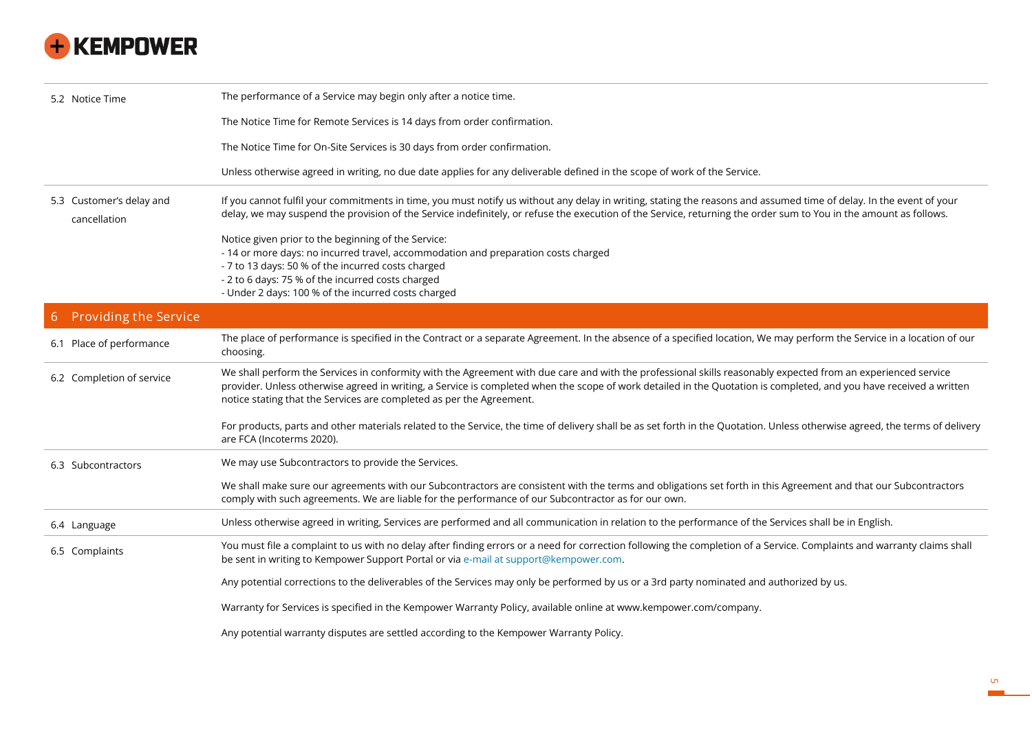**5.2 Notice Time**

The performance of a Service may begin only after a notice time.

The Notice Time for Remote Services is 14 days from order confirmation.

The Notice Time for On-Site Services is 30 days from order confirmation.

Unless otherwise agreed in writing, no due date applies for any deliverable defined in the scope of work of the Service.

**5.3 Customer's delay and cancellation**

If you cannot fulfil your commitments in time, you must notify us without any delay in writing, stating the reasons and assumed time of delay. In the event of your delay, we may suspend the provision of the Service indefinitely, or refuse the execution of the Service, returning the order sum to You in the amount as follows.

Notice given prior to the beginning of the Service:
- 14 or more days: no incurred travel, accommodation and preparation costs charged
- 7 to 13 days: 50 % of the incurred costs charged
- 2 to 6 days: 75 % of the incurred costs charged
- Under 2 days: 100 % of the incurred costs charged

## 6 Providing the Service

**6.1 Place of performance**

The place of performance is specified in the Contract or a separate Agreement. In the absence of a specified location, We may perform the Service in a location of our choosing.

**6.2 Completion of service**

We shall perform the Services in conformity with the Agreement with due care and with the professional skills reasonably expected from an experienced service provider. Unless otherwise agreed in writing, a Service is completed when the scope of work detailed in the Quotation is completed, and you have received a written notice stating that the Services are completed as per the Agreement.

For products, parts and other materials related to the Service, the time of delivery shall be as set forth in the Quotation. Unless otherwise agreed, the terms of delivery are FCA (Incoterms 2020).

**6.3 Subcontractors**

We may use Subcontractors to provide the Services.

We shall make sure our agreements with our Subcontractors are consistent with the terms and obligations set forth in this Agreement and that our Subcontractors comply with such agreements. We are liable for the performance of our Subcontractor as for our own.

**6.4 Language**

Unless otherwise agreed in writing, Services are performed and all communication in relation to the performance of the Services shall be in English.

**6.5 Complaints**

You must file a complaint to us with no delay after finding errors or a need for correction following the completion of a Service. Complaints and warranty claims shall be sent in writing to Kempower Support Portal or via e-mail at support@kempower.com.

Any potential corrections to the deliverables of the Services may only be performed by us or a 3rd party nominated and authorized by us.

Warranty for Services is specified in the Kempower Warranty Policy, available online at www.kempower.com/company.

Any potential warranty disputes are settled according to the Kempower Warranty Policy.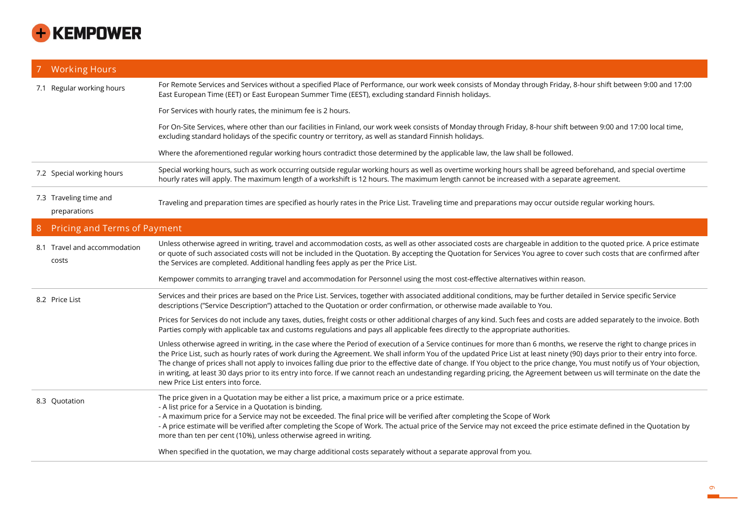## 7 Working Hours

### 7.1 Regular working hours

For Remote Services and Services without a specified Place of Performance, our work week consists of Monday through Friday, 8-hour shift between 9:00 and 17:00 East European Time (EET) or East European Summer Time (EEST), excluding standard Finnish holidays.

For Services with hourly rates, the minimum fee is 2 hours.

For On-Site Services, where other than our facilities in Finland, our work week consists of Monday through Friday, 8-hour shift between 9:00 and 17:00 local time, excluding standard holidays of the specific country or territory, as well as standard Finnish holidays.

Where the aforementioned regular working hours contradict those determined by the applicable law, the law shall be followed.

### 7.2 Special working hours

Special working hours, such as work occurring outside regular working hours as well as overtime working hours shall be agreed beforehand, and special overtime hourly rates will apply. The maximum length of a workshift is 12 hours. The maximum length cannot be increased with a separate agreement.

### 7.3 Traveling time and preparations

Traveling and preparation times are specified as hourly rates in the Price List. Traveling time and preparations may occur outside regular working hours.

## 8 Pricing and Terms of Payment

### 8.1 Travel and accommodation costs

Unless otherwise agreed in writing, travel and accommodation costs, as well as other associated costs are chargeable in addition to the quoted price. A price estimate or quote of such associated costs will not be included in the Quotation. By accepting the Quotation for Services You agree to cover such costs that are confirmed after the Services are completed. Additional handling fees apply as per the Price List.

Kempower commits to arranging travel and accommodation for Personnel using the most cost-effective alternatives within reason.

### 8.2 Price List

Services and their prices are based on the Price List. Services, together with associated additional conditions, may be further detailed in Service specific Service descriptions ("Service Description") attached to the Quotation or order confirmation, or otherwise made available to You.

Prices for Services do not include any taxes, duties, freight costs or other additional charges of any kind. Such fees and costs are added separately to the invoice. Both Parties comply with applicable tax and customs regulations and pays all applicable fees directly to the appropriate authorities.

Unless otherwise agreed in writing, in the case where the Period of execution of a Service continues for more than 6 months, we reserve the right to change prices in the Price List, such as hourly rates of work during the Agreement. We shall inform You of the updated Price List at least ninety (90) days prior to their entry into force. The change of prices shall not apply to invoices falling due prior to the effective date of change. If You object to the price change, You must notify us of Your objection, in writing, at least 30 days prior to its entry into force. If we cannot reach an undestanding regarding pricing, the Agreement between us will terminate on the date the new Price List enters into force.

### 8.3 Quotation

The price given in a Quotation may be either a list price, a maximum price or a price estimate.
- A list price for a Service in a Quotation is binding.
- A maximum price for a Service may not be exceeded. The final price will be verified after completing the Scope of Work
- A price estimate will be verified after completing the Scope of Work. The actual price of the Service may not exceed the price estimate defined in the Quotation by more than ten per cent (10%), unless otherwise agreed in writing.

When specified in the quotation, we may charge additional costs separately without a separate approval from you.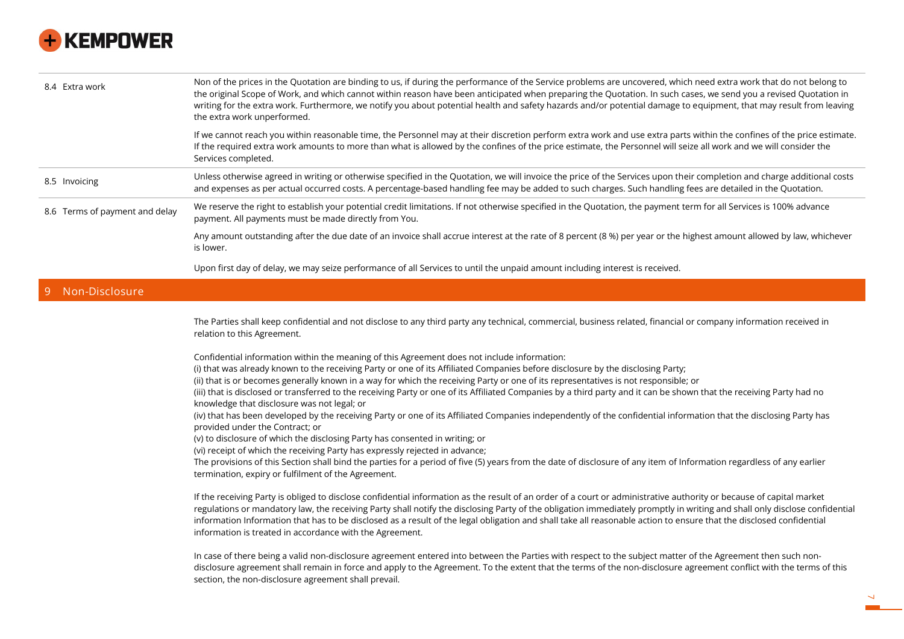**8.4 Extra work**

Non of the prices in the Quotation are binding to us, if during the performance of the Service problems are uncovered, which need extra work that do not belong to the original Scope of Work, and which cannot within reason have been anticipated when preparing the Quotation. In such cases, we send you a revised Quotation in writing for the extra work. Furthermore, we notify you about potential health and safety hazards and/or potential damage to equipment, that may result from leaving the extra work unperformed.

If we cannot reach you within reasonable time, the Personnel may at their discretion perform extra work and use extra parts within the confines of the price estimate. If the required extra work amounts to more than what is allowed by the confines of the price estimate, the Personnel will seize all work and we will consider the Services completed.

**8.5 Invoicing**

Unless otherwise agreed in writing or otherwise specified in the Quotation, we will invoice the price of the Services upon their completion and charge additional costs and expenses as per actual occurred costs. A percentage-based handling fee may be added to such charges. Such handling fees are detailed in the Quotation.

**8.6 Terms of payment and delay**

We reserve the right to establish your potential credit limitations. If not otherwise specified in the Quotation, the payment term for all Services is 100% advance payment. All payments must be made directly from You.

Any amount outstanding after the due date of an invoice shall accrue interest at the rate of 8 percent (8 %) per year or the highest amount allowed by law, whichever is lower.

Upon first day of delay, we may seize performance of all Services to until the unpaid amount including interest is received.

## 9 Non-Disclosure

The Parties shall keep confidential and not disclose to any third party any technical, commercial, business related, financial or company information received in relation to this Agreement.

Confidential information within the meaning of this Agreement does not include information:
(i) that was already known to the receiving Party or one of its Affiliated Companies before disclosure by the disclosing Party;
(ii) that is or becomes generally known in a way for which the receiving Party or one of its representatives is not responsible; or
(iii) that is disclosed or transferred to the receiving Party or one of its Affiliated Companies by a third party and it can be shown that the receiving Party had no knowledge that disclosure was not legal; or
(iv) that has been developed by the receiving Party or one of its Affiliated Companies independently of the confidential information that the disclosing Party has provided under the Contract; or
(v) to disclosure of which the disclosing Party has consented in writing; or
(vi) receipt of which the receiving Party has expressly rejected in advance;
The provisions of this Section shall bind the parties for a period of five (5) years from the date of disclosure of any item of Information regardless of any earlier termination, expiry or fulfilment of the Agreement.

If the receiving Party is obliged to disclose confidential information as the result of an order of a court or administrative authority or because of capital market regulations or mandatory law, the receiving Party shall notify the disclosing Party of the obligation immediately promptly in writing and shall only disclose confidential information Information that has to be disclosed as a result of the legal obligation and shall take all reasonable action to ensure that the disclosed confidential information is treated in accordance with the Agreement.

In case of there being a valid non-disclosure agreement entered into between the Parties with respect to the subject matter of the Agreement then such non-disclosure agreement shall remain in force and apply to the Agreement. To the extent that the terms of the non-disclosure agreement conflict with the terms of this section, the non-disclosure agreement shall prevail.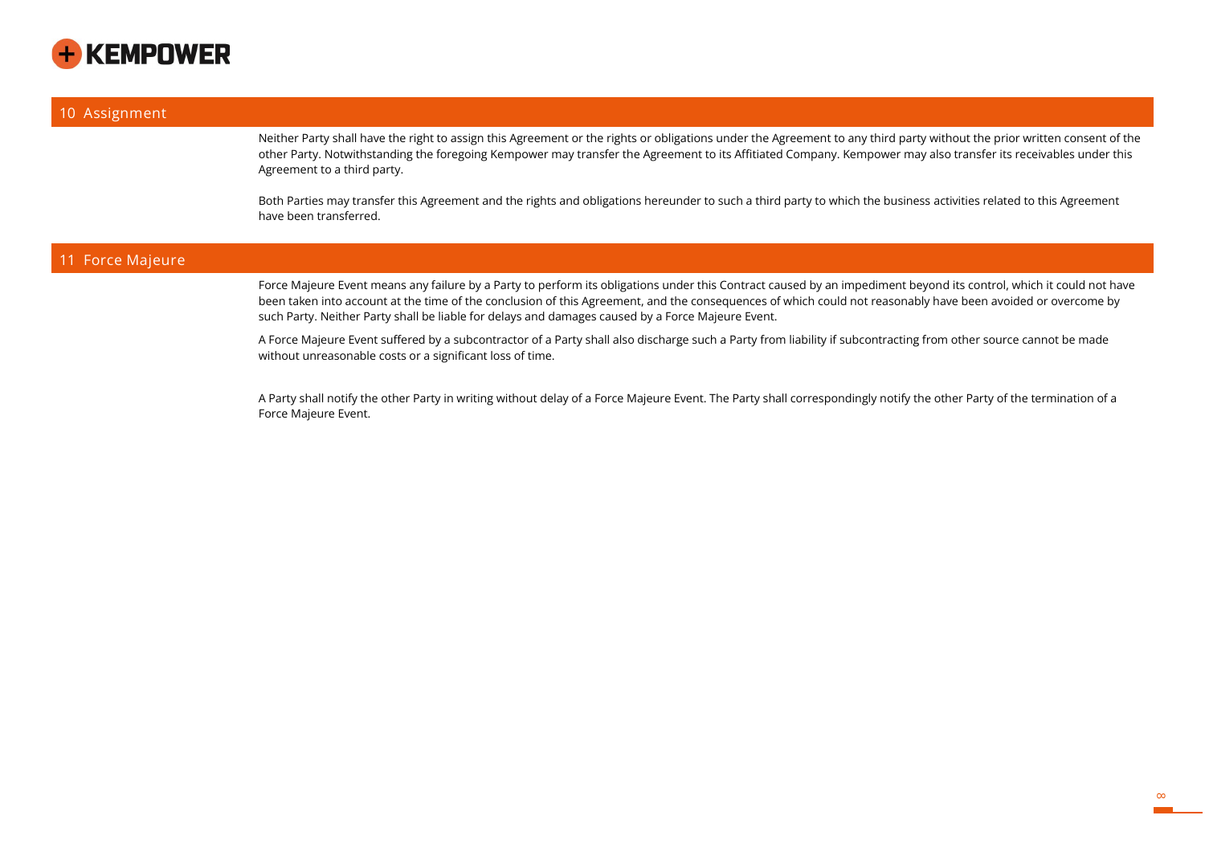## 10 Assignment

Neither Party shall have the right to assign this Agreement or the rights or obligations under the Agreement to any third party without the prior written consent of the other Party. Notwithstanding the foregoing Kempower may transfer the Agreement to its Affitiated Company. Kempower may also transfer its receivables under this Agreement to a third party.

Both Parties may transfer this Agreement and the rights and obligations hereunder to such a third party to which the business activities related to this Agreement have been transferred.

## 11 Force Majeure

Force Majeure Event means any failure by a Party to perform its obligations under this Contract caused by an impediment beyond its control, which it could not have been taken into account at the time of the conclusion of this Agreement, and the consequences of which could not reasonably have been avoided or overcome by such Party. Neither Party shall be liable for delays and damages caused by a Force Majeure Event.

A Force Majeure Event suffered by a subcontractor of a Party shall also discharge such a Party from liability if subcontracting from other source cannot be made without unreasonable costs or a significant loss of time.

A Party shall notify the other Party in writing without delay of a Force Majeure Event. The Party shall correspondingly notify the other Party of the termination of a Force Majeure Event.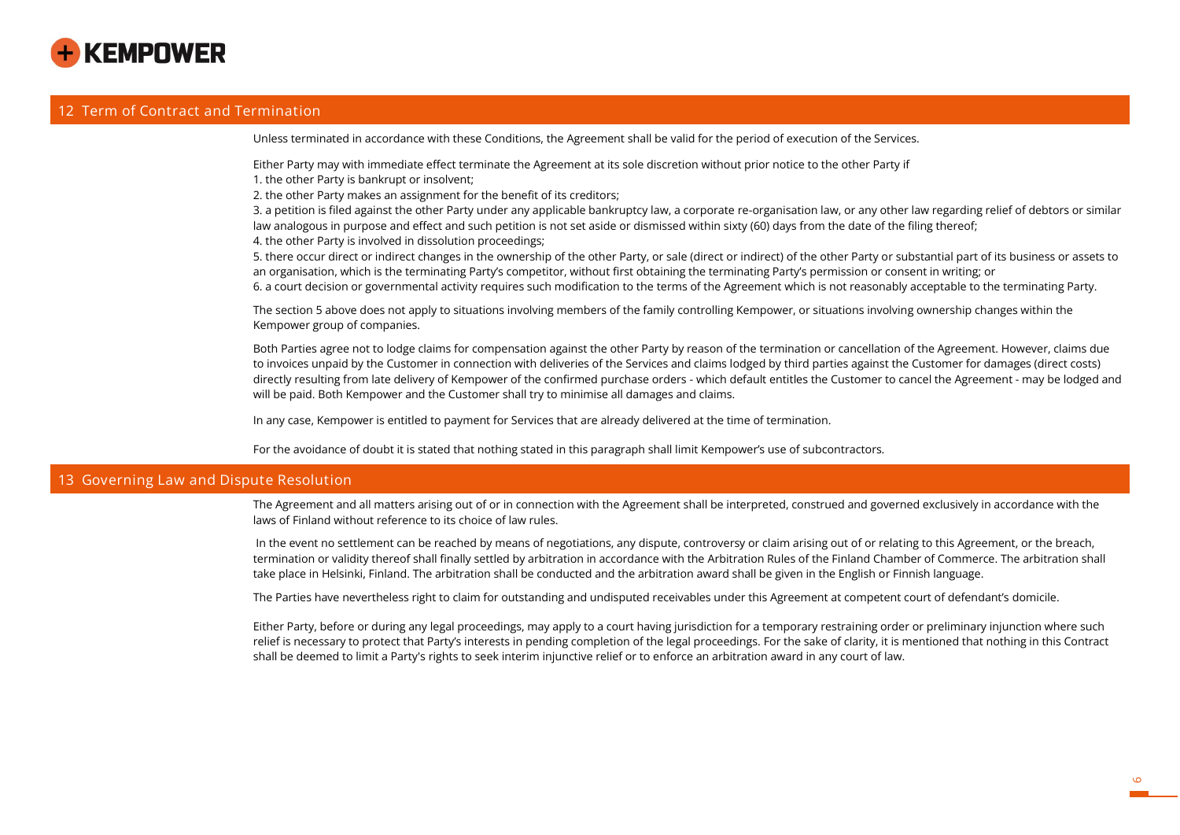## 12 Term of Contract and Termination

Unless terminated in accordance with these Conditions, the Agreement shall be valid for the period of execution of the Services.

Either Party may with immediate effect terminate the Agreement at its sole discretion without prior notice to the other Party if

1. the other Party is bankrupt or insolvent;
2. the other Party makes an assignment for the benefit of its creditors;
3. a petition is filed against the other Party under any applicable bankruptcy law, a corporate re-organisation law, or any other law regarding relief of debtors or similar law analogous in purpose and effect and such petition is not set aside or dismissed within sixty (60) days from the date of the filing thereof;
4. the other Party is involved in dissolution proceedings;
5. there occur direct or indirect changes in the ownership of the other Party, or sale (direct or indirect) of the other Party or substantial part of its business or assets to an organisation, which is the terminating Party's competitor, without first obtaining the terminating Party's permission or consent in writing; or
6. a court decision or governmental activity requires such modification to the terms of the Agreement which is not reasonably acceptable to the terminating Party.

The section 5 above does not apply to situations involving members of the family controlling Kempower, or situations involving ownership changes within the Kempower group of companies.

Both Parties agree not to lodge claims for compensation against the other Party by reason of the termination or cancellation of the Agreement. However, claims due to invoices unpaid by the Customer in connection with deliveries of the Services and claims lodged by third parties against the Customer for damages (direct costs) directly resulting from late delivery of Kempower of the confirmed purchase orders - which default entitles the Customer to cancel the Agreement - may be lodged and will be paid. Both Kempower and the Customer shall try to minimise all damages and claims.

In any case, Kempower is entitled to payment for Services that are already delivered at the time of termination.

For the avoidance of doubt it is stated that nothing stated in this paragraph shall limit Kempower's use of subcontractors.

## 13 Governing Law and Dispute Resolution

The Agreement and all matters arising out of or in connection with the Agreement shall be interpreted, construed and governed exclusively in accordance with the laws of Finland without reference to its choice of law rules.

In the event no settlement can be reached by means of negotiations, any dispute, controversy or claim arising out of or relating to this Agreement, or the breach, termination or validity thereof shall finally settled by arbitration in accordance with the Arbitration Rules of the Finland Chamber of Commerce. The arbitration shall take place in Helsinki, Finland. The arbitration shall be conducted and the arbitration award shall be given in the English or Finnish language.

The Parties have nevertheless right to claim for outstanding and undisputed receivables under this Agreement at competent court of defendant's domicile.

Either Party, before or during any legal proceedings, may apply to a court having jurisdiction for a temporary restraining order or preliminary injunction where such relief is necessary to protect that Party's interests in pending completion of the legal proceedings. For the sake of clarity, it is mentioned that nothing in this Contract shall be deemed to limit a Party's rights to seek interim injunctive relief or to enforce an arbitration award in any court of law.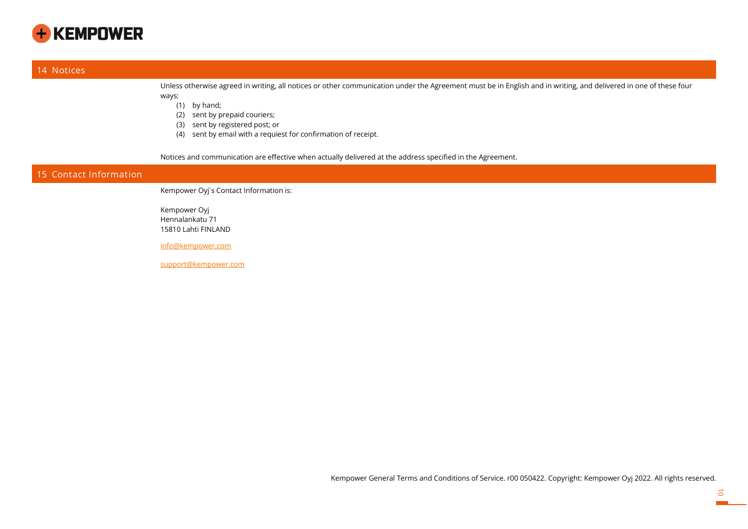## 14 Notices

Unless otherwise agreed in writing, all notices or other communication under the Agreement must be in English and in writing, and delivered in one of these four ways:

(1) by hand;
(2) sent by prepaid couriers;
(3) sent by registered post; or
(4) sent by email with a requiest for confirmation of receipt.

Notices and communication are effective when actually delivered at the address specified in the Agreement.

## 15 Contact Information

Kempower Oyj´s Contact Information is:

Kempower Oyj
Hennalankatu 71
15810 Lahti FINLAND

info@kempower.com

support@kempower.com